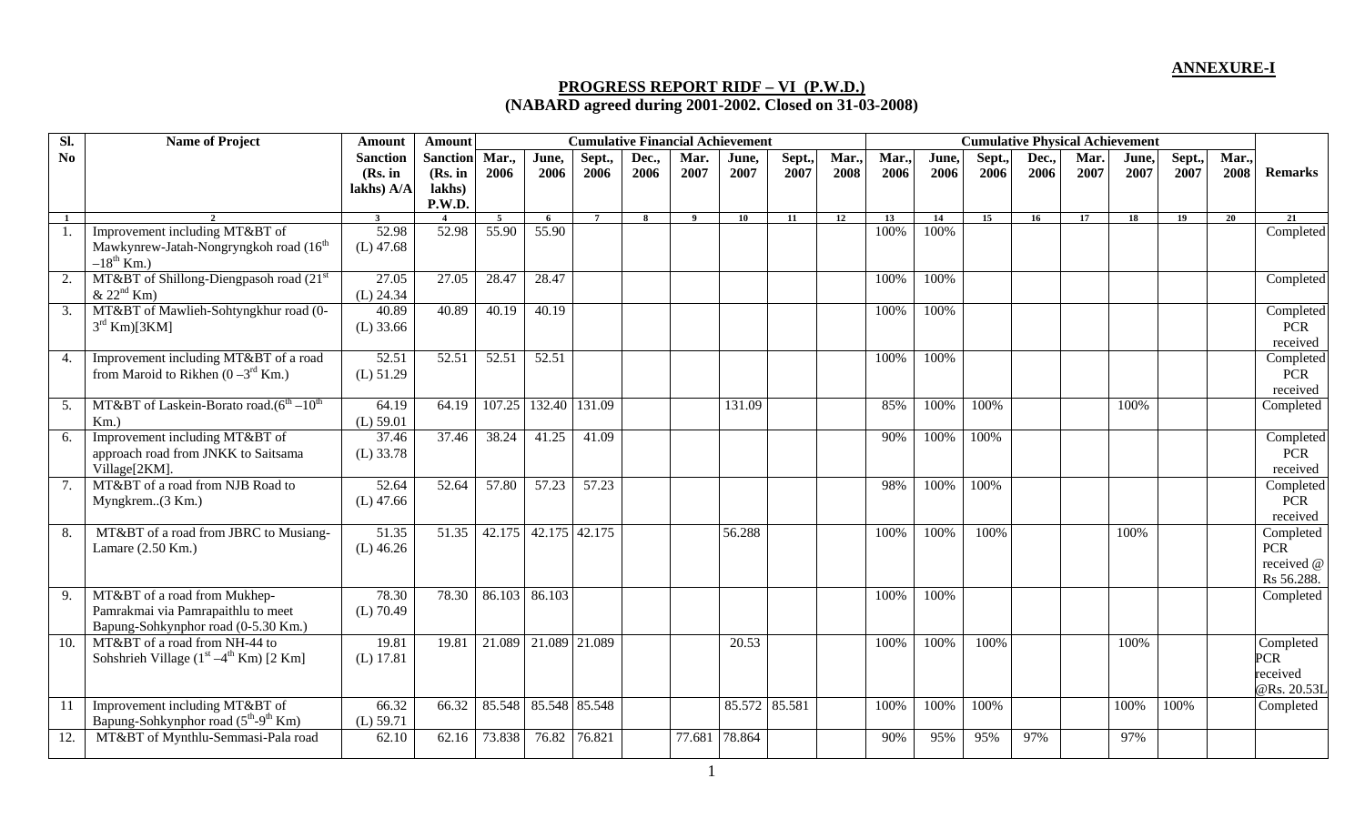**ANNEXURE-I**

## PROGRESS REPORT RIDF – VI (P.W.D.)
## (NABARD agreed during 2001-2002. Closed on 31-03-2008)

| Sl. No | Name of Project | Amount Sanction (Rs. in lakhs) A/A | Amount Sanction (Rs. in lakhs) P.W.D. | Cumulative Financial Achievement | | | | | | | | Cumulative Physical Achievement | | | | | | | | Remarks |
|---|---|---|---|---|---|---|---|---|---|---|---|---|---|---|---|---|---|---|---|---|
| | | | | Mar., 2006 | June, 2006 | Sept., 2006 | Dec., 2006 | Mar. 2007 | June, 2007 | Sept., 2007 | Mar., 2008 | Mar., 2006 | June, 2006 | Sept., 2006 | Dec., 2006 | Mar. 2007 | June, 2007 | Sept., 2007 | Mar., 2008 | |
| 1 | 2 | 3 | 4 | 5 | 6 | 7 | 8 | 9 | 10 | 11 | 12 | 13 | 14 | 15 | 16 | 17 | 18 | 19 | 20 | 21 |
| 1. | Improvement including MT&BT of Mawkynrew-Jatah-Nongryngkoh road (16th –18th Km.) | 52.98 (L) 47.68 | 52.98 | 55.90 | 55.90 | | | | | | | 100% | 100% | | | | | | | Completed |
| 2. | MT&BT of Shillong-Diengpasoh road (21st & 22nd Km) | 27.05 (L) 24.34 | 27.05 | 28.47 | 28.47 | | | | | | | 100% | 100% | | | | | | | Completed |
| 3. | MT&BT of Mawlieh-Sohtyngkhur road (0-3rd Km)[3KM] | 40.89 (L) 33.66 | 40.89 | 40.19 | 40.19 | | | | | | | 100% | 100% | | | | | | | Completed PCR received |
| 4. | Improvement including MT&BT of a road from Maroid to Rikhen (0 –3rd Km.) | 52.51 (L) 51.29 | 52.51 | 52.51 | 52.51 | | | | | | | 100% | 100% | | | | | | | Completed PCR received |
| 5. | MT&BT of Laskein-Borato road.(6th –10th Km.) | 64.19 (L) 59.01 | 64.19 | 107.25 | 132.40 | 131.09 | | | 131.09 | | | 85% | 100% | 100% | | | 100% | | | Completed |
| 6. | Improvement including MT&BT of approach road from JNKK to Saitsama Village[2KM]. | 37.46 (L) 33.78 | 37.46 | 38.24 | 41.25 | 41.09 | | | | | | 90% | 100% | 100% | | | | | | Completed PCR received |
| 7. | MT&BT of a road from NJB Road to Myngkrem..(3 Km.) | 52.64 (L) 47.66 | 52.64 | 57.80 | 57.23 | 57.23 | | | | | | 98% | 100% | 100% | | | | | | Completed PCR received |
| 8. | MT&BT of a road from JBRC to Musiang-Lamare (2.50 Km.) | 51.35 (L) 46.26 | 51.35 | 42.175 | 42.175 | 42.175 | | | 56.288 | | | 100% | 100% | 100% | | | 100% | | | Completed PCR received @ Rs 56.288. |
| 9. | MT&BT of a road from Mukhep-Pamrakmai via Pamrapaithlu to meet Bapung-Sohkynphor road (0-5.30 Km.) | 78.30 (L) 70.49 | 78.30 | 86.103 | 86.103 | | | | | | | 100% | 100% | | | | | | | Completed |
| 10. | MT&BT of a road from NH-44 to Sohshrieh Village (1st –4th Km) [2 Km] | 19.81 (L) 17.81 | 19.81 | 21.089 | 21.089 | 21.089 | | | 20.53 | | | 100% | 100% | 100% | | | 100% | | | Completed PCR received @Rs. 20.53L |
| 11 | Improvement including MT&BT of Bapung-Sohkynphor road (5th-9th Km) | 66.32 (L) 59.71 | 66.32 | 85.548 | 85.548 | 85.548 | | | 85.572 | 85.581 | | 100% | 100% | 100% | | | 100% | 100% | | Completed |
| 12. | MT&BT of Mynthlu-Semmasi-Pala road | 62.10 | 62.16 | 73.838 | 76.82 | 76.821 | | 77.681 | 78.864 | | | 90% | 95% | 95% | 97% | | 97% | | | |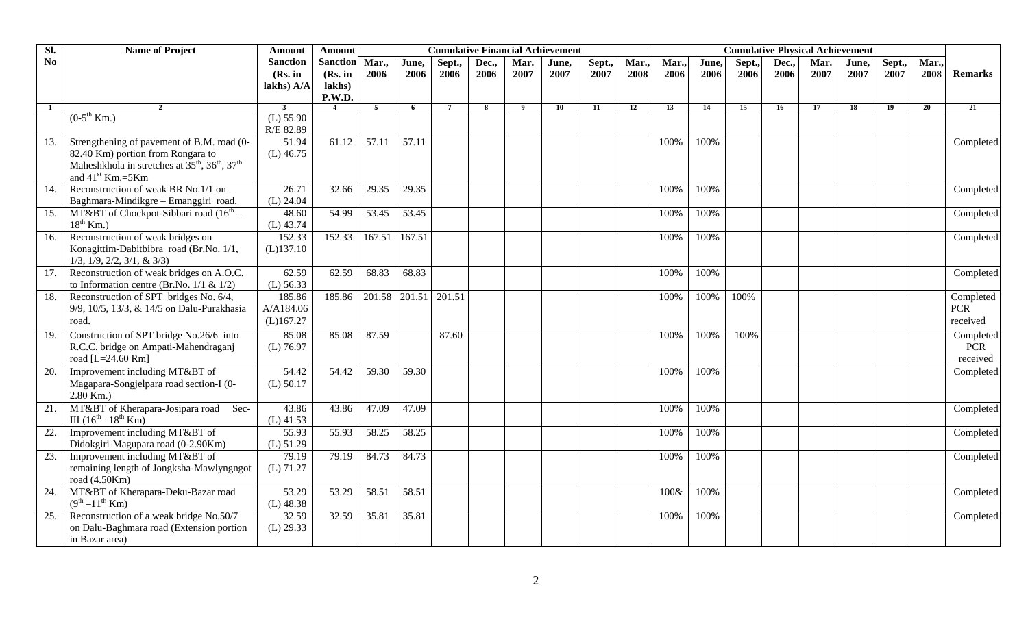| Sl. No | Name of Project | Amount Sanction (Rs. in lakhs) A/A | Amount Sanction (Rs. in lakhs) P.W.D. | Cumulative Financial Achievement | | | | | | | | Cumulative Physical Achievement | | | | | | | | Remarks |
|---|---|---|---|---|---|---|---|---|---|---|---|---|---|---|---|---|---|---|---|---|
| | | | | Mar., 2006 | June, 2006 | Sept., 2006 | Dec., 2006 | Mar. 2007 | June, 2007 | Sept., 2007 | Mar., 2008 | Mar., 2006 | June, 2006 | Sept., 2006 | Dec., 2006 | Mar. 2007 | June, 2007 | Sept., 2007 | Mar., 2008 | |
| 1 | 2 | 3 | 4 | 5 | 6 | 7 | 8 | 9 | 10 | 11 | 12 | 13 | 14 | 15 | 16 | 17 | 18 | 19 | 20 | 21 |
| | ($0-5^{th}$ Km.) | (L) 55.90 R/E 82.89 | | | | | | | | | | | | | | | | | | |
| 13. | Strengthening of pavement of B.M. road (0-82.40 Km) portion from Rongara to Maheshkhola in stretches at $35^{th}$, $36^{th}$, $37^{th}$ and $41^{st}$ Km.=5Km | 51.94 (L) 46.75 | 61.12 | 57.11 | 57.11 | | | | | | | 100% | 100% | | | | | | | Completed |
| 14. | Reconstruction of weak BR No.1/1 on Baghmara-Mindikgre – Emanggiri road. | 26.71 (L) 24.04 | 32.66 | 29.35 | 29.35 | | | | | | | 100% | 100% | | | | | | | Completed |
| 15. | MT&BT of Chockpot-Sibbari road ($16^{th}$ – $18^{th}$ Km.) | 48.60 (L) 43.74 | 54.99 | 53.45 | 53.45 | | | | | | | 100% | 100% | | | | | | | Completed |
| 16. | Reconstruction of weak bridges on Konagittim-Dabitbibra road (Br.No. 1/1, 1/3, 1/9, 2/2, 3/1, & 3/3) | 152.33 (L)137.10 | 152.33 | 167.51 | 167.51 | | | | | | | 100% | 100% | | | | | | | Completed |
| 17. | Reconstruction of weak bridges on A.O.C. to Information centre (Br.No. 1/1 & 1/2) | 62.59 (L) 56.33 | 62.59 | 68.83 | 68.83 | | | | | | | 100% | 100% | | | | | | | Completed |
| 18. | Reconstruction of SPT bridges No. 6/4, 9/9, 10/5, 13/3, & 14/5 on Dalu-Purakhasia road. | 185.86 A/A184.06 (L)167.27 | 185.86 | 201.58 | 201.51 | 201.51 | | | | | | 100% | 100% | 100% | | | | | | Completed PCR received |
| 19. | Construction of SPT bridge No.26/6 into R.C.C. bridge on Ampati-Mahendraganj road [L=24.60 Rm] | 85.08 (L) 76.97 | 85.08 | 87.59 | | 87.60 | | | | | | 100% | 100% | 100% | | | | | | Completed PCR received |
| 20. | Improvement including MT&BT of Magapara-Songjelpara road section-I (0-2.80 Km.) | 54.42 (L) 50.17 | 54.42 | 59.30 | 59.30 | | | | | | | 100% | 100% | | | | | | | Completed |
| 21. | MT&BT of Kherapara-Josipara road Sec-III ($16^{th}$ –$18^{th}$ Km) | 43.86 (L) 41.53 | 43.86 | 47.09 | 47.09 | | | | | | | 100% | 100% | | | | | | | Completed |
| 22. | Improvement including MT&BT of Didokgiri-Magupara road (0-2.90Km) | 55.93 (L) 51.29 | 55.93 | 58.25 | 58.25 | | | | | | | 100% | 100% | | | | | | | Completed |
| 23. | Improvement including MT&BT of remaining length of Jongksha-Mawlyngngot road (4.50Km) | 79.19 (L) 71.27 | 79.19 | 84.73 | 84.73 | | | | | | | 100% | 100% | | | | | | | Completed |
| 24. | MT&BT of Kherapara-Deku-Bazar road ($9^{th}$ –$11^{th}$ Km) | 53.29 (L) 48.38 | 53.29 | 58.51 | 58.51 | | | | | | | 100& | 100% | | | | | | | Completed |
| 25. | Reconstruction of a weak bridge No.50/7 on Dalu-Baghmara road (Extension portion in Bazar area) | 32.59 (L) 29.33 | 32.59 | 35.81 | 35.81 | | | | | | | 100% | 100% | | | | | | | Completed |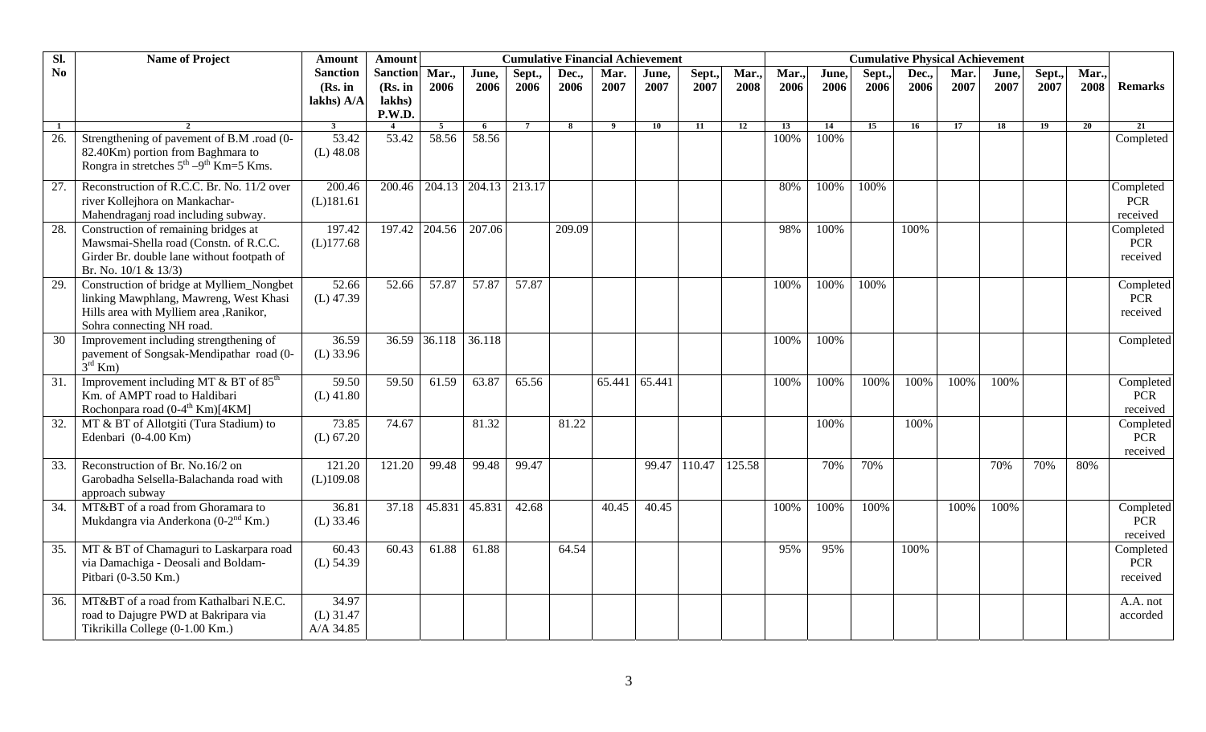| Sl. No | Name of Project | Amount Sanction (Rs. in lakhs) A/A | Amount Sanction (Rs. in lakhs) P.W.D. | Cumulative Financial Achievement | | | | | | | | Cumulative Physical Achievement | | | | | | | | Remarks |
|---|---|---|---|---|---|---|---|---|---|---|---|---|---|---|---|---|---|---|---|---|
| | | | | Mar., 2006 | June, 2006 | Sept., 2006 | Dec., 2006 | Mar. 2007 | June, 2007 | Sept., 2007 | Mar., 2008 | Mar., 2006 | June, 2006 | Sept., 2006 | Dec., 2006 | Mar. 2007 | June, 2007 | Sept., 2007 | Mar., 2008 | |
| 1 | 2 | 3 | 4 | 5 | 6 | 7 | 8 | 9 | 10 | 11 | 12 | 13 | 14 | 15 | 16 | 17 | 18 | 19 | 20 | 21 |
| 26. | Strengthening of pavement of B.M .road (0-82.40Km) portion from Baghmara to Rongra in stretches 5th –9th Km=5 Kms. | 53.42 (L) 48.08 | 53.42 | 58.56 | 58.56 | | | | | | | 100% | 100% | | | | | | | Completed |
| 27. | Reconstruction of R.C.C. Br. No. 11/2 over river Kollejhora on Mankachar-Mahendraganj road including subway. | 200.46 (L)181.61 | 200.46 | 204.13 | 204.13 | 213.17 | | | | | | 80% | 100% | 100% | | | | | | Completed PCR received |
| 28. | Construction of remaining bridges at Mawsmai-Shella road (Constn. of R.C.C. Girder Br. double lane without footpath of Br. No. 10/1 & 13/3) | 197.42 (L)177.68 | 197.42 | 204.56 | 207.06 | | 209.09 | | | | | 98% | 100% | | 100% | | | | | Completed PCR received |
| 29. | Construction of bridge at Mylliem_Nongbet linking Mawphlang, Mawreng, West Khasi Hills area with Mylliem area ,Ranikor, Sohra connecting NH road. | 52.66 (L) 47.39 | 52.66 | 57.87 | 57.87 | 57.87 | | | | | | 100% | 100% | 100% | | | | | | Completed PCR received |
| 30 | Improvement including strengthening of pavement of Songsak-Mendipathar road (0-3rd Km) | 36.59 (L) 33.96 | 36.59 | 36.118 | 36.118 | | | | | | | 100% | 100% | | | | | | | Completed |
| 31. | Improvement including MT & BT of 85th Km. of AMPT road to Haldibari Rochonpara road (0-4th Km)[4KM] | 59.50 (L) 41.80 | 59.50 | 61.59 | 63.87 | 65.56 | | 65.441 | 65.441 | | | 100% | 100% | 100% | 100% | 100% | 100% | | | Completed PCR received |
| 32. | MT & BT of Allotgiti (Tura Stadium) to Edenbari (0-4.00 Km) | 73.85 (L) 67.20 | 74.67 | | 81.32 | | 81.22 | | | | | | 100% | | 100% | | | | | Completed PCR received |
| 33. | Reconstruction of Br. No.16/2 on Garobadha Selsella-Balachanda road with approach subway | 121.20 (L)109.08 | 121.20 | 99.48 | 99.48 | 99.47 | | | 99.47 | 110.47 | 125.58 | | 70% | 70% | | | 70% | 70% | 80% | |
| 34. | MT&BT of a road from Ghoramara to Mukdangra via Anderkona (0-2nd Km.) | 36.81 (L) 33.46 | 37.18 | 45.831 | 45.831 | 42.68 | | 40.45 | 40.45 | | | 100% | 100% | 100% | | 100% | 100% | | | Completed PCR received |
| 35. | MT & BT of Chamaguri to Laskarpara road via Damachiga - Deosali and Boldam-Pitbari (0-3.50 Km.) | 60.43 (L) 54.39 | 60.43 | 61.88 | 61.88 | | 64.54 | | | | | 95% | 95% | | 100% | | | | | Completed PCR received |
| 36. | MT&BT of a road from Kathalbari N.E.C. road to Dajugre PWD at Bakripara via Tikrikilla College (0-1.00 Km.) | 34.97 (L) 31.47 A/A 34.85 | | | | | | | | | | | | | | | | | | A.A. not accorded |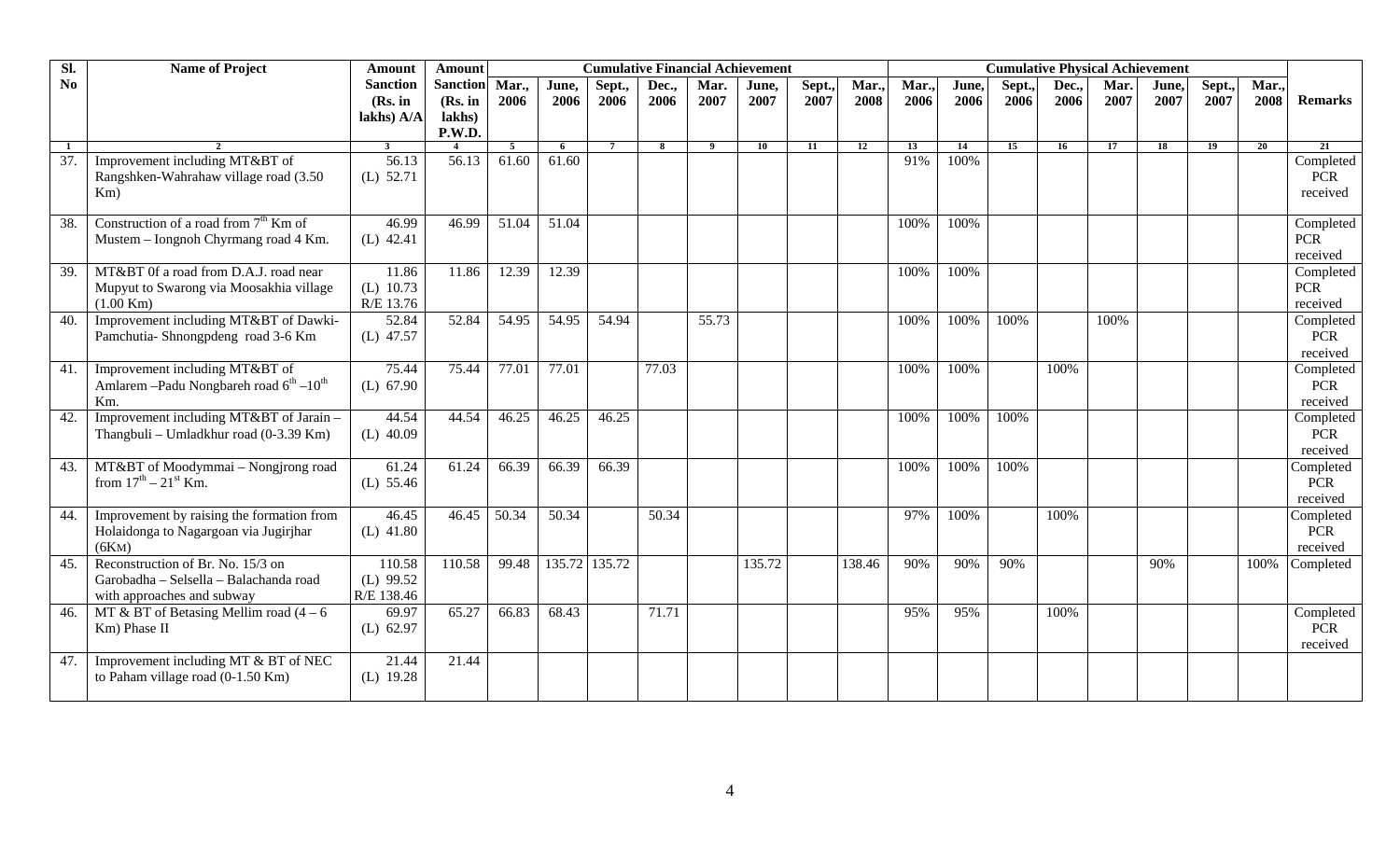| Sl. No | Name of Project | Amount Sanction (Rs. in lakhs) A/A | Amount Sanction (Rs. in lakhs) P.W.D. | Cumulative Financial Achievement | | | | | | | | Cumulative Physical Achievement | | | | | | | | Remarks |
|---|---|---|---|---|---|---|---|---|---|---|---|---|---|---|---|---|---|---|---|---|
| | | | | Mar., 2006 | June, 2006 | Sept., 2006 | Dec., 2006 | Mar. 2007 | June, 2007 | Sept., 2007 | Mar., 2008 | Mar., 2006 | June, 2006 | Sept., 2006 | Dec., 2006 | Mar. 2007 | June, 2007 | Sept., 2007 | Mar., 2008 | |
| 1 | 2 | 3 | 4 | 5 | 6 | 7 | 8 | 9 | 10 | 11 | 12 | 13 | 14 | 15 | 16 | 17 | 18 | 19 | 20 | 21 |
| 37. | Improvement including MT&BT of Rangshken-Wahrahaw village road (3.50 Km) | 56.13 (L) 52.71 | 56.13 | 61.60 | 61.60 | | | | | | | 91% | 100% | | | | | | | Completed PCR received |
| 38. | Construction of a road from $7^{th}$ Km of Mustem – Iongnoh Chyrmang road 4 Km. | 46.99 (L) 42.41 | 46.99 | 51.04 | 51.04 | | | | | | | 100% | 100% | | | | | | | Completed PCR received |
| 39. | MT&BT 0f a road from D.A.J. road near Mupyut to Swarong via Moosakhia village (1.00 Km) | 11.86 (L) 10.73 R/E 13.76 | 11.86 | 12.39 | 12.39 | | | | | | | 100% | 100% | | | | | | | Completed PCR received |
| 40. | Improvement including MT&BT of Dawki-Pamchutia- Shnongpdeng road 3-6 Km | 52.84 (L) 47.57 | 52.84 | 54.95 | 54.95 | 54.94 | | 55.73 | | | | 100% | 100% | 100% | | 100% | | | | Completed PCR received |
| 41. | Improvement including MT&BT of Amlarem –Padu Nongbareh road $6^{th}$ –$10^{th}$ Km. | 75.44 (L) 67.90 | 75.44 | 77.01 | 77.01 | | 77.03 | | | | | 100% | 100% | | 100% | | | | | Completed PCR received |
| 42. | Improvement including MT&BT of Jarain – Thangbuli – Umladkhur road (0-3.39 Km) | 44.54 (L) 40.09 | 44.54 | 46.25 | 46.25 | 46.25 | | | | | | 100% | 100% | 100% | | | | | | Completed PCR received |
| 43. | MT&BT of Moodymmai – Nongjrong road from $17^{th}$ – $21^{st}$ Km. | 61.24 (L) 55.46 | 61.24 | 66.39 | 66.39 | 66.39 | | | | | | 100% | 100% | 100% | | | | | | Completed PCR received |
| 44. | Improvement by raising the formation from Holaidonga to Nagargoan via Jugirjhar (6KM) | 46.45 (L) 41.80 | 46.45 | 50.34 | 50.34 | | 50.34 | | | | | 97% | 100% | | 100% | | | | | Completed PCR received |
| 45. | Reconstruction of Br. No. 15/3 on Garobadha – Selsella – Balachanda road with approaches and subway | 110.58 (L) 99.52 R/E 138.46 | 110.58 | 99.48 | 135.72 | 135.72 | | | 135.72 | | 138.46 | 90% | 90% | 90% | | | 90% | | 100% | Completed |
| 46. | MT & BT of Betasing Mellim road (4 – 6 Km) Phase II | 69.97 (L) 62.97 | 65.27 | 66.83 | 68.43 | | 71.71 | | | | | 95% | 95% | | 100% | | | | | Completed PCR received |
| 47. | Improvement including MT & BT of NEC to Paham village road (0-1.50 Km) | 21.44 (L) 19.28 | 21.44 | | | | | | | | | | | | | | | | | |